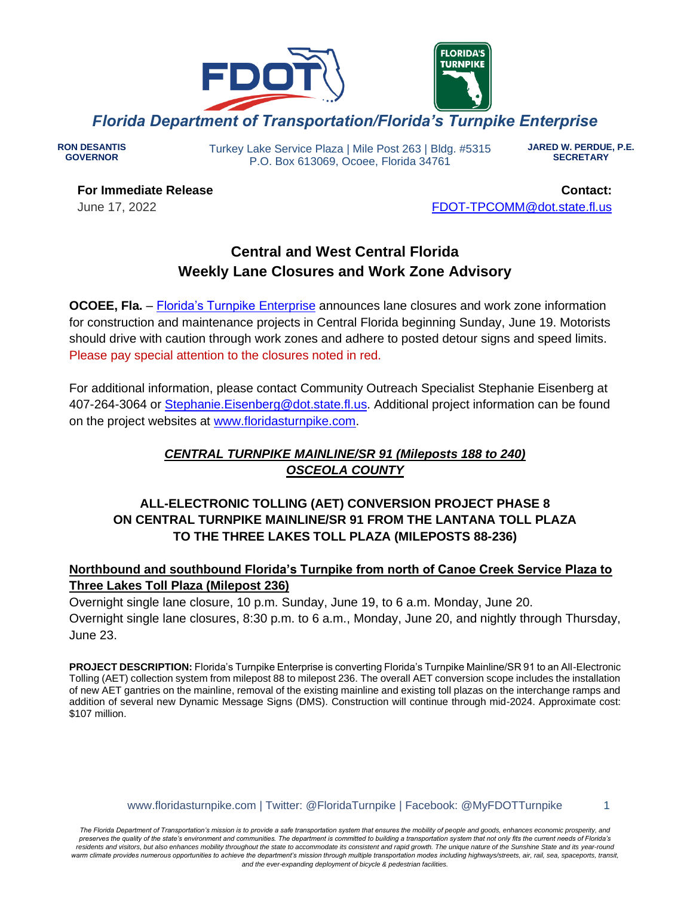**Florida Department of Transportation/Florida's Turnpike Enterprise**

**RON DESANTIS**
**GOVERNOR**

Turkey Lake Service Plaza | Mile Post 263 | Bldg. #5315
P.O. Box 613069, Ocoee, Florida 34761

**JARED W. PERDUE, P.E.**
**SECRETARY**

**For Immediate Release**
June 17, 2022

**Contact:**
FDOT-TPCOMM@dot.state.fl.us

# Central and West Central Florida Weekly Lane Closures and Work Zone Advisory

**OCOEE, Fla.** – Florida's Turnpike Enterprise announces lane closures and work zone information for construction and maintenance projects in Central Florida beginning Sunday, June 19. Motorists should drive with caution through work zones and adhere to posted detour signs and speed limits. Please pay special attention to the closures noted in red.

For additional information, please contact Community Outreach Specialist Stephanie Eisenberg at 407-264-3064 or Stephanie.Eisenberg@dot.state.fl.us. Additional project information can be found on the project websites at www.floridasturnpike.com.

## ***CENTRAL TURNPIKE MAINLINE/SR 91 (Mileposts 188 to 240)***
## ***OSCEOLA COUNTY***

### ALL-ELECTRONIC TOLLING (AET) CONVERSION PROJECT PHASE 8 ON CENTRAL TURNPIKE MAINLINE/SR 91 FROM THE LANTANA TOLL PLAZA TO THE THREE LAKES TOLL PLAZA (MILEPOSTS 88-236)

**Northbound and southbound Florida's Turnpike from north of Canoe Creek Service Plaza to Three Lakes Toll Plaza (Milepost 236)**

Overnight single lane closure, 10 p.m. Sunday, June 19, to 6 a.m. Monday, June 20.
Overnight single lane closures, 8:30 p.m. to 6 a.m., Monday, June 20, and nightly through Thursday, June 23.

**PROJECT DESCRIPTION:** Florida's Turnpike Enterprise is converting Florida's Turnpike Mainline/SR 91 to an All-Electronic Tolling (AET) collection system from milepost 88 to milepost 236. The overall AET conversion scope includes the installation of new AET gantries on the mainline, removal of the existing mainline and existing toll plazas on the interchange ramps and addition of several new Dynamic Message Signs (DMS). Construction will continue through mid-2024. Approximate cost: $107 million.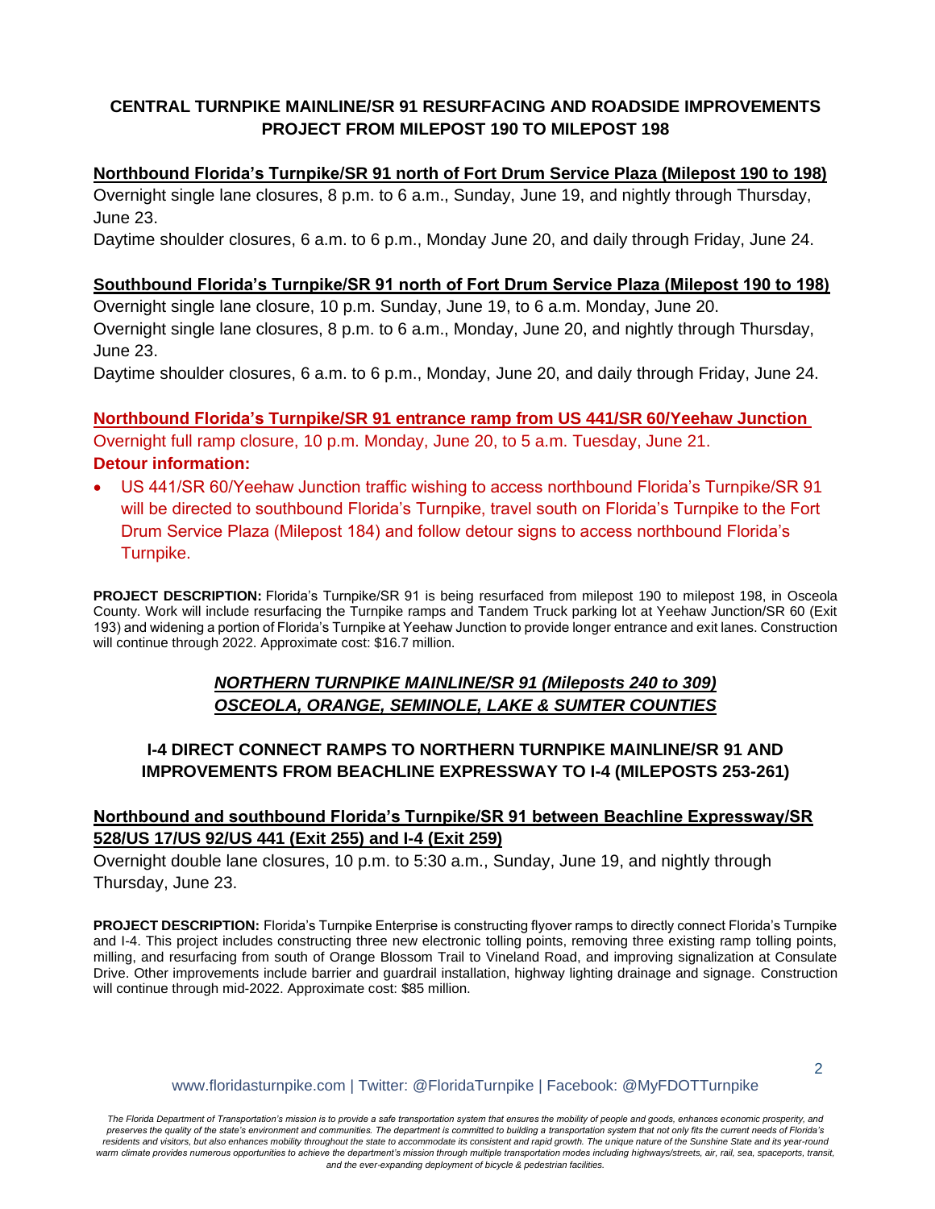## CENTRAL TURNPIKE MAINLINE/SR 91 RESURFACING AND ROADSIDE IMPROVEMENTS PROJECT FROM MILEPOST 190 TO MILEPOST 198

**Northbound Florida's Turnpike/SR 91 north of Fort Drum Service Plaza (Milepost 190 to 198)**

Overnight single lane closures, 8 p.m. to 6 a.m., Sunday, June 19, and nightly through Thursday, June 23.

Daytime shoulder closures, 6 a.m. to 6 p.m., Monday June 20, and daily through Friday, June 24.

**Southbound Florida's Turnpike/SR 91 north of Fort Drum Service Plaza (Milepost 190 to 198)**

Overnight single lane closure, 10 p.m. Sunday, June 19, to 6 a.m. Monday, June 20.

Overnight single lane closures, 8 p.m. to 6 a.m., Monday, June 20, and nightly through Thursday, June 23.

Daytime shoulder closures, 6 a.m. to 6 p.m., Monday, June 20, and daily through Friday, June 24.

**Northbound Florida's Turnpike/SR 91 entrance ramp from US 441/SR 60/Yeehaw Junction**

Overnight full ramp closure, 10 p.m. Monday, June 20, to 5 a.m. Tuesday, June 21.

**Detour information:**

- US 441/SR 60/Yeehaw Junction traffic wishing to access northbound Florida's Turnpike/SR 91 will be directed to southbound Florida's Turnpike, travel south on Florida's Turnpike to the Fort Drum Service Plaza (Milepost 184) and follow detour signs to access northbound Florida's Turnpike.

**PROJECT DESCRIPTION:** Florida's Turnpike/SR 91 is being resurfaced from milepost 190 to milepost 198, in Osceola County. Work will include resurfacing the Turnpike ramps and Tandem Truck parking lot at Yeehaw Junction/SR 60 (Exit 193) and widening a portion of Florida's Turnpike at Yeehaw Junction to provide longer entrance and exit lanes. Construction will continue through 2022. Approximate cost: $16.7 million.

## *NORTHERN TURNPIKE MAINLINE/SR 91 (Mileposts 240 to 309)*
## *OSCEOLA, ORANGE, SEMINOLE, LAKE & SUMTER COUNTIES*

### I-4 DIRECT CONNECT RAMPS TO NORTHERN TURNPIKE MAINLINE/SR 91 AND IMPROVEMENTS FROM BEACHLINE EXPRESSWAY TO I-4 (MILEPOSTS 253-261)

**Northbound and southbound Florida's Turnpike/SR 91 between Beachline Expressway/SR 528/US 17/US 92/US 441 (Exit 255) and I-4 (Exit 259)**

Overnight double lane closures, 10 p.m. to 5:30 a.m., Sunday, June 19, and nightly through Thursday, June 23.

**PROJECT DESCRIPTION:** Florida's Turnpike Enterprise is constructing flyover ramps to directly connect Florida's Turnpike and I-4. This project includes constructing three new electronic tolling points, removing three existing ramp tolling points, milling, and resurfacing from south of Orange Blossom Trail to Vineland Road, and improving signalization at Consulate Drive. Other improvements include barrier and guardrail installation, highway lighting drainage and signage. Construction will continue through mid-2022. Approximate cost: $85 million.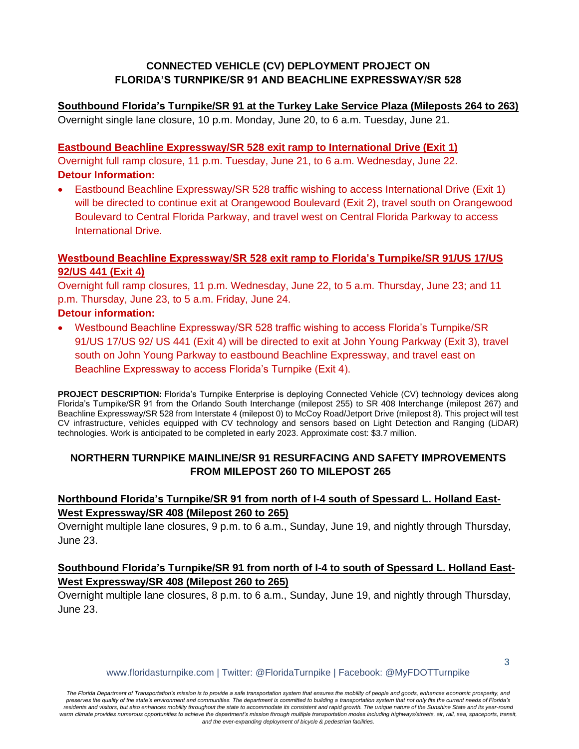## CONNECTED VEHICLE (CV) DEPLOYMENT PROJECT ON FLORIDA'S TURNPIKE/SR 91 AND BEACHLINE EXPRESSWAY/SR 528

**Southbound Florida's Turnpike/SR 91 at the Turkey Lake Service Plaza (Mileposts 264 to 263)**

Overnight single lane closure, 10 p.m. Monday, June 20, to 6 a.m. Tuesday, June 21.

**Eastbound Beachline Expressway/SR 528 exit ramp to International Drive (Exit 1)**

Overnight full ramp closure, 11 p.m. Tuesday, June 21, to 6 a.m. Wednesday, June 22.

**Detour Information:**

- Eastbound Beachline Expressway/SR 528 traffic wishing to access International Drive (Exit 1) will be directed to continue exit at Orangewood Boulevard (Exit 2), travel south on Orangewood Boulevard to Central Florida Parkway, and travel west on Central Florida Parkway to access International Drive.

**Westbound Beachline Expressway/SR 528 exit ramp to Florida's Turnpike/SR 91/US 17/US 92/US 441 (Exit 4)**

Overnight full ramp closures, 11 p.m. Wednesday, June 22, to 5 a.m. Thursday, June 23; and 11 p.m. Thursday, June 23, to 5 a.m. Friday, June 24.

**Detour information:**

- Westbound Beachline Expressway/SR 528 traffic wishing to access Florida's Turnpike/SR 91/US 17/US 92/ US 441 (Exit 4) will be directed to exit at John Young Parkway (Exit 3), travel south on John Young Parkway to eastbound Beachline Expressway, and travel east on Beachline Expressway to access Florida's Turnpike (Exit 4).

**PROJECT DESCRIPTION:** Florida's Turnpike Enterprise is deploying Connected Vehicle (CV) technology devices along Florida's Turnpike/SR 91 from the Orlando South Interchange (milepost 255) to SR 408 Interchange (milepost 267) and Beachline Expressway/SR 528 from Interstate 4 (milepost 0) to McCoy Road/Jetport Drive (milepost 8). This project will test CV infrastructure, vehicles equipped with CV technology and sensors based on Light Detection and Ranging (LiDAR) technologies. Work is anticipated to be completed in early 2023. Approximate cost: $3.7 million.

## NORTHERN TURNPIKE MAINLINE/SR 91 RESURFACING AND SAFETY IMPROVEMENTS FROM MILEPOST 260 TO MILEPOST 265

**Northbound Florida's Turnpike/SR 91 from north of I-4 south of Spessard L. Holland East-West Expressway/SR 408 (Milepost 260 to 265)**

Overnight multiple lane closures, 9 p.m. to 6 a.m., Sunday, June 19, and nightly through Thursday, June 23.

**Southbound Florida's Turnpike/SR 91 from north of I-4 to south of Spessard L. Holland East-West Expressway/SR 408 (Milepost 260 to 265)**

Overnight multiple lane closures, 8 p.m. to 6 a.m., Sunday, June 19, and nightly through Thursday, June 23.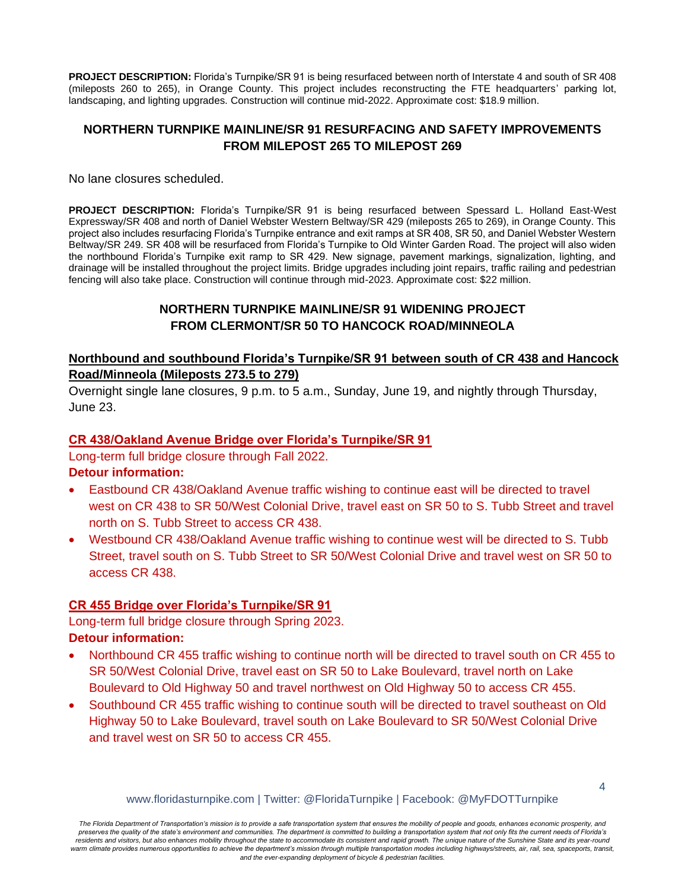**PROJECT DESCRIPTION:** Florida's Turnpike/SR 91 is being resurfaced between north of Interstate 4 and south of SR 408 (mileposts 260 to 265), in Orange County. This project includes reconstructing the FTE headquarters' parking lot, landscaping, and lighting upgrades. Construction will continue mid-2022. Approximate cost: $18.9 million.

## NORTHERN TURNPIKE MAINLINE/SR 91 RESURFACING AND SAFETY IMPROVEMENTS FROM MILEPOST 265 TO MILEPOST 269

No lane closures scheduled.

**PROJECT DESCRIPTION:** Florida's Turnpike/SR 91 is being resurfaced between Spessard L. Holland East-West Expressway/SR 408 and north of Daniel Webster Western Beltway/SR 429 (mileposts 265 to 269), in Orange County. This project also includes resurfacing Florida's Turnpike entrance and exit ramps at SR 408, SR 50, and Daniel Webster Western Beltway/SR 249. SR 408 will be resurfaced from Florida's Turnpike to Old Winter Garden Road. The project will also widen the northbound Florida's Turnpike exit ramp to SR 429. New signage, pavement markings, signalization, lighting, and drainage will be installed throughout the project limits. Bridge upgrades including joint repairs, traffic railing and pedestrian fencing will also take place. Construction will continue through mid-2023. Approximate cost: $22 million.

## NORTHERN TURNPIKE MAINLINE/SR 91 WIDENING PROJECT FROM CLERMONT/SR 50 TO HANCOCK ROAD/MINNEOLA

### Northbound and southbound Florida's Turnpike/SR 91 between south of CR 438 and Hancock Road/Minneola (Mileposts 273.5 to 279)

Overnight single lane closures, 9 p.m. to 5 a.m., Sunday, June 19, and nightly through Thursday, June 23.

### CR 438/Oakland Avenue Bridge over Florida's Turnpike/SR 91

Long-term full bridge closure through Fall 2022.

**Detour information:**

- Eastbound CR 438/Oakland Avenue traffic wishing to continue east will be directed to travel west on CR 438 to SR 50/West Colonial Drive, travel east on SR 50 to S. Tubb Street and travel north on S. Tubb Street to access CR 438.
- Westbound CR 438/Oakland Avenue traffic wishing to continue west will be directed to S. Tubb Street, travel south on S. Tubb Street to SR 50/West Colonial Drive and travel west on SR 50 to access CR 438.

### CR 455 Bridge over Florida's Turnpike/SR 91

Long-term full bridge closure through Spring 2023.

**Detour information:**

- Northbound CR 455 traffic wishing to continue north will be directed to travel south on CR 455 to SR 50/West Colonial Drive, travel east on SR 50 to Lake Boulevard, travel north on Lake Boulevard to Old Highway 50 and travel northwest on Old Highway 50 to access CR 455.
- Southbound CR 455 traffic wishing to continue south will be directed to travel southeast on Old Highway 50 to Lake Boulevard, travel south on Lake Boulevard to SR 50/West Colonial Drive and travel west on SR 50 to access CR 455.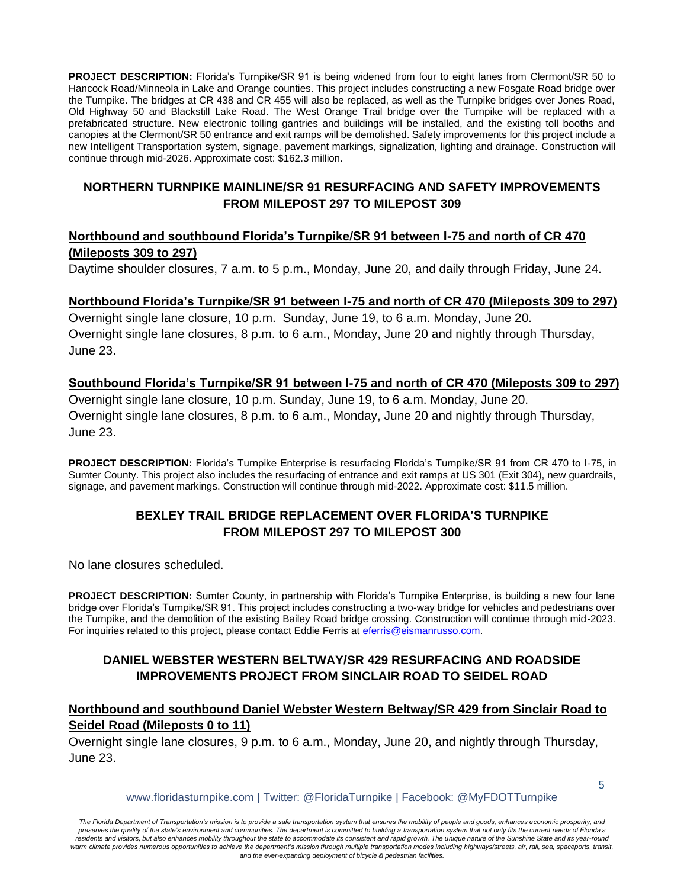**PROJECT DESCRIPTION:** Florida's Turnpike/SR 91 is being widened from four to eight lanes from Clermont/SR 50 to Hancock Road/Minneola in Lake and Orange counties. This project includes constructing a new Fosgate Road bridge over the Turnpike. The bridges at CR 438 and CR 455 will also be replaced, as well as the Turnpike bridges over Jones Road, Old Highway 50 and Blackstill Lake Road. The West Orange Trail bridge over the Turnpike will be replaced with a prefabricated structure. New electronic tolling gantries and buildings will be installed, and the existing toll booths and canopies at the Clermont/SR 50 entrance and exit ramps will be demolished. Safety improvements for this project include a new Intelligent Transportation system, signage, pavement markings, signalization, lighting and drainage. Construction will continue through mid-2026. Approximate cost: $162.3 million.

## NORTHERN TURNPIKE MAINLINE/SR 91 RESURFACING AND SAFETY IMPROVEMENTS FROM MILEPOST 297 TO MILEPOST 309

### Northbound and southbound Florida's Turnpike/SR 91 between I-75 and north of CR 470 (Mileposts 309 to 297)

Daytime shoulder closures, 7 a.m. to 5 p.m., Monday, June 20, and daily through Friday, June 24.

### Northbound Florida's Turnpike/SR 91 between I-75 and north of CR 470 (Mileposts 309 to 297)

Overnight single lane closure, 10 p.m. Sunday, June 19, to 6 a.m. Monday, June 20.
Overnight single lane closures, 8 p.m. to 6 a.m., Monday, June 20 and nightly through Thursday, June 23.

### Southbound Florida's Turnpike/SR 91 between I-75 and north of CR 470 (Mileposts 309 to 297)

Overnight single lane closure, 10 p.m. Sunday, June 19, to 6 a.m. Monday, June 20.
Overnight single lane closures, 8 p.m. to 6 a.m., Monday, June 20 and nightly through Thursday, June 23.

**PROJECT DESCRIPTION:** Florida's Turnpike Enterprise is resurfacing Florida's Turnpike/SR 91 from CR 470 to I-75, in Sumter County. This project also includes the resurfacing of entrance and exit ramps at US 301 (Exit 304), new guardrails, signage, and pavement markings. Construction will continue through mid-2022. Approximate cost: $11.5 million.

## BEXLEY TRAIL BRIDGE REPLACEMENT OVER FLORIDA'S TURNPIKE FROM MILEPOST 297 TO MILEPOST 300

No lane closures scheduled.

**PROJECT DESCRIPTION:** Sumter County, in partnership with Florida's Turnpike Enterprise, is building a new four lane bridge over Florida's Turnpike/SR 91. This project includes constructing a two-way bridge for vehicles and pedestrians over the Turnpike, and the demolition of the existing Bailey Road bridge crossing. Construction will continue through mid-2023. For inquiries related to this project, please contact Eddie Ferris at eferris@eismanrusso.com.

## DANIEL WEBSTER WESTERN BELTWAY/SR 429 RESURFACING AND ROADSIDE IMPROVEMENTS PROJECT FROM SINCLAIR ROAD TO SEIDEL ROAD

### Northbound and southbound Daniel Webster Western Beltway/SR 429 from Sinclair Road to Seidel Road (Mileposts 0 to 11)

Overnight single lane closures, 9 p.m. to 6 a.m., Monday, June 20, and nightly through Thursday, June 23.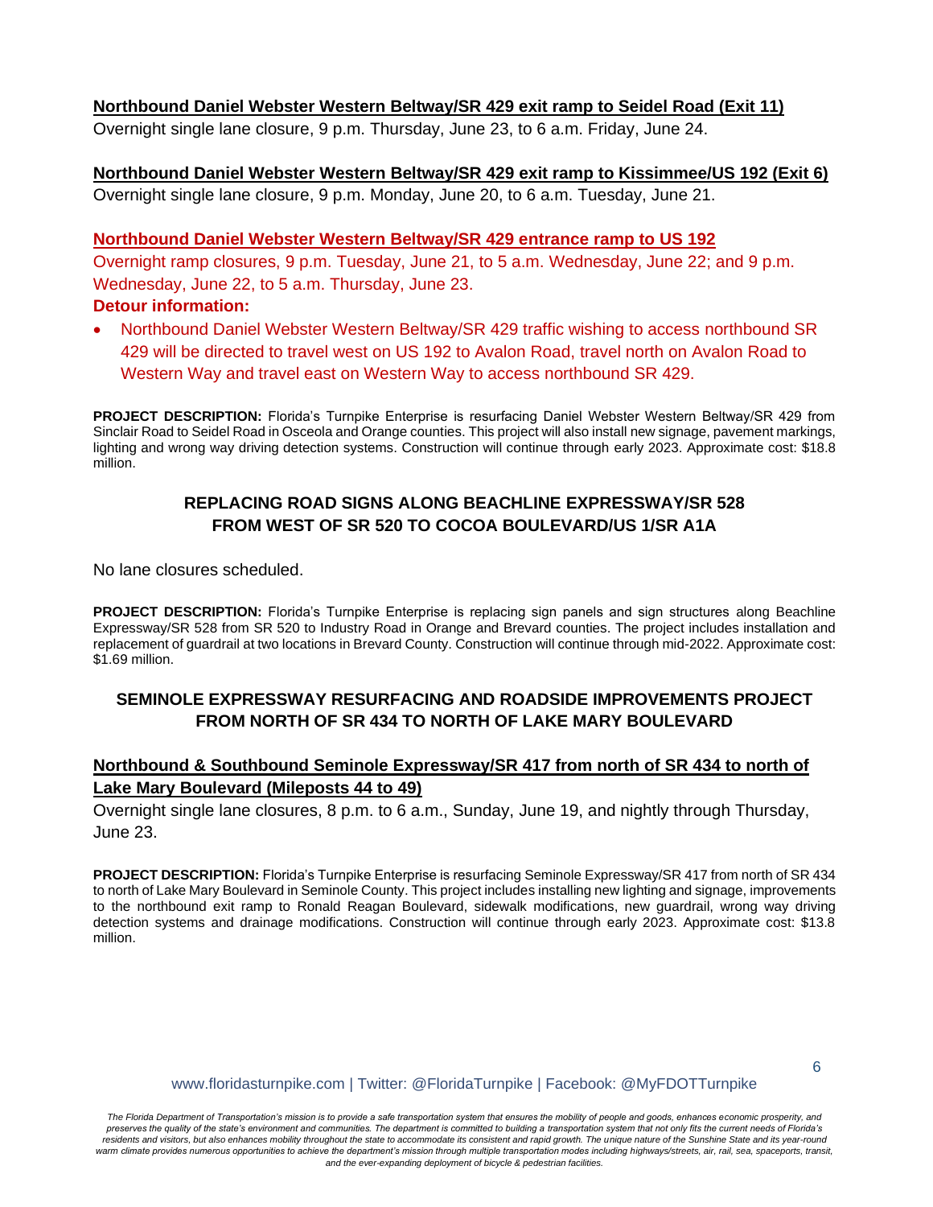**<u>Northbound Daniel Webster Western Beltway/SR 429 exit ramp to Seidel Road (Exit 11)</u>**

Overnight single lane closure, 9 p.m. Thursday, June 23, to 6 a.m. Friday, June 24.

**<u>Northbound Daniel Webster Western Beltway/SR 429 exit ramp to Kissimmee/US 192 (Exit 6)</u>**

Overnight single lane closure, 9 p.m. Monday, June 20, to 6 a.m. Tuesday, June 21.

**<u>Northbound Daniel Webster Western Beltway/SR 429 entrance ramp to US 192</u>**

Overnight ramp closures, 9 p.m. Tuesday, June 21, to 5 a.m. Wednesday, June 22; and 9 p.m. Wednesday, June 22, to 5 a.m. Thursday, June 23.

**Detour information:**

- Northbound Daniel Webster Western Beltway/SR 429 traffic wishing to access northbound SR 429 will be directed to travel west on US 192 to Avalon Road, travel north on Avalon Road to Western Way and travel east on Western Way to access northbound SR 429.

**PROJECT DESCRIPTION:** Florida's Turnpike Enterprise is resurfacing Daniel Webster Western Beltway/SR 429 from Sinclair Road to Seidel Road in Osceola and Orange counties. This project will also install new signage, pavement markings, lighting and wrong way driving detection systems. Construction will continue through early 2023. Approximate cost: $18.8 million.

## REPLACING ROAD SIGNS ALONG BEACHLINE EXPRESSWAY/SR 528 FROM WEST OF SR 520 TO COCOA BOULEVARD/US 1/SR A1A

No lane closures scheduled.

**PROJECT DESCRIPTION:** Florida's Turnpike Enterprise is replacing sign panels and sign structures along Beachline Expressway/SR 528 from SR 520 to Industry Road in Orange and Brevard counties. The project includes installation and replacement of guardrail at two locations in Brevard County. Construction will continue through mid-2022. Approximate cost: $1.69 million.

## SEMINOLE EXPRESSWAY RESURFACING AND ROADSIDE IMPROVEMENTS PROJECT FROM NORTH OF SR 434 TO NORTH OF LAKE MARY BOULEVARD

**<u>Northbound & Southbound Seminole Expressway/SR 417 from north of SR 434 to north of Lake Mary Boulevard (Mileposts 44 to 49)</u>**

Overnight single lane closures, 8 p.m. to 6 a.m., Sunday, June 19, and nightly through Thursday, June 23.

**PROJECT DESCRIPTION:** Florida's Turnpike Enterprise is resurfacing Seminole Expressway/SR 417 from north of SR 434 to north of Lake Mary Boulevard in Seminole County. This project includes installing new lighting and signage, improvements to the northbound exit ramp to Ronald Reagan Boulevard, sidewalk modifications, new guardrail, wrong way driving detection systems and drainage modifications. Construction will continue through early 2023. Approximate cost: $13.8 million.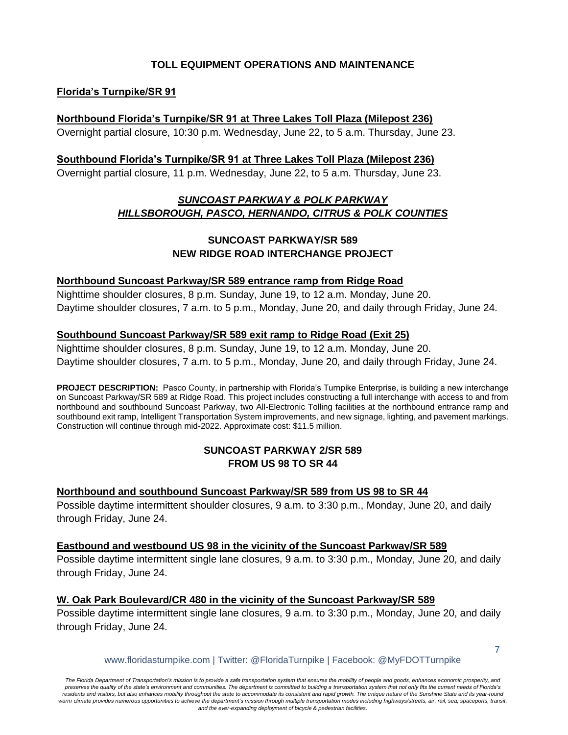## TOLL EQUIPMENT OPERATIONS AND MAINTENANCE

**Florida's Turnpike/SR 91**

**Northbound Florida's Turnpike/SR 91 at Three Lakes Toll Plaza (Milepost 236)**
Overnight partial closure, 10:30 p.m. Wednesday, June 22, to 5 a.m. Thursday, June 23.

**Southbound Florida's Turnpike/SR 91 at Three Lakes Toll Plaza (Milepost 236)**
Overnight partial closure, 11 p.m. Wednesday, June 22, to 5 a.m. Thursday, June 23.

## *SUNCOAST PARKWAY & POLK PARKWAY*
## *HILLSBOROUGH, PASCO, HERNANDO, CITRUS & POLK COUNTIES*

### SUNCOAST PARKWAY/SR 589
### NEW RIDGE ROAD INTERCHANGE PROJECT

**Northbound Suncoast Parkway/SR 589 entrance ramp from Ridge Road**
Nighttime shoulder closures, 8 p.m. Sunday, June 19, to 12 a.m. Monday, June 20.
Daytime shoulder closures, 7 a.m. to 5 p.m., Monday, June 20, and daily through Friday, June 24.

**Southbound Suncoast Parkway/SR 589 exit ramp to Ridge Road (Exit 25)**
Nighttime shoulder closures, 8 p.m. Sunday, June 19, to 12 a.m. Monday, June 20.
Daytime shoulder closures, 7 a.m. to 5 p.m., Monday, June 20, and daily through Friday, June 24.

**PROJECT DESCRIPTION:** Pasco County, in partnership with Florida's Turnpike Enterprise, is building a new interchange on Suncoast Parkway/SR 589 at Ridge Road. This project includes constructing a full interchange with access to and from northbound and southbound Suncoast Parkway, two All-Electronic Tolling facilities at the northbound entrance ramp and southbound exit ramp, Intelligent Transportation System improvements, and new signage, lighting, and pavement markings. Construction will continue through mid-2022. Approximate cost: $11.5 million.

### SUNCOAST PARKWAY 2/SR 589
### FROM US 98 TO SR 44

**Northbound and southbound Suncoast Parkway/SR 589 from US 98 to SR 44**
Possible daytime intermittent shoulder closures, 9 a.m. to 3:30 p.m., Monday, June 20, and daily through Friday, June 24.

**Eastbound and westbound US 98 in the vicinity of the Suncoast Parkway/SR 589**
Possible daytime intermittent single lane closures, 9 a.m. to 3:30 p.m., Monday, June 20, and daily through Friday, June 24.

**W. Oak Park Boulevard/CR 480 in the vicinity of the Suncoast Parkway/SR 589**
Possible daytime intermittent single lane closures, 9 a.m. to 3:30 p.m., Monday, June 20, and daily through Friday, June 24.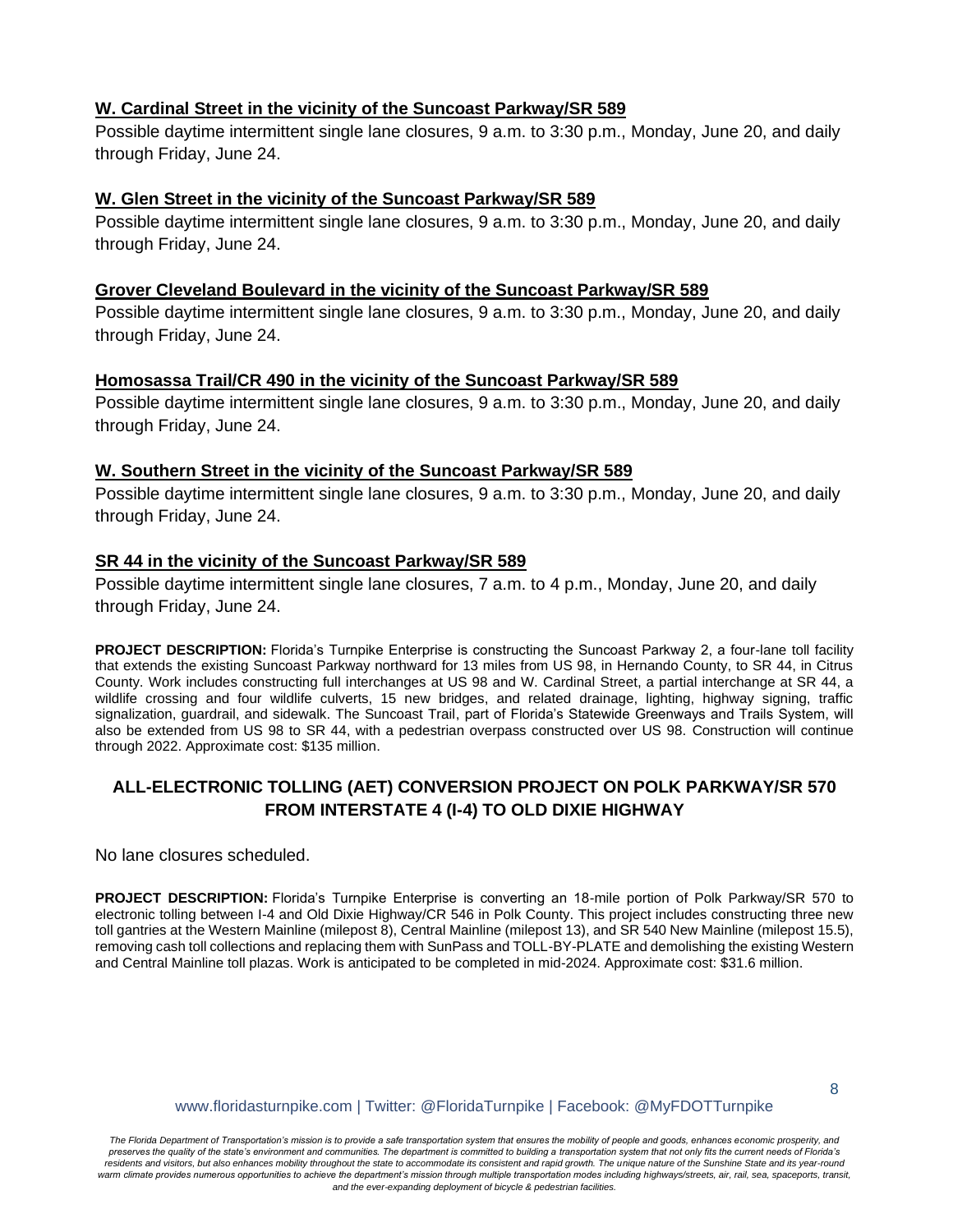**W. Cardinal Street in the vicinity of the Suncoast Parkway/SR 589**

Possible daytime intermittent single lane closures, 9 a.m. to 3:30 p.m., Monday, June 20, and daily through Friday, June 24.

**W. Glen Street in the vicinity of the Suncoast Parkway/SR 589**

Possible daytime intermittent single lane closures, 9 a.m. to 3:30 p.m., Monday, June 20, and daily through Friday, June 24.

**Grover Cleveland Boulevard in the vicinity of the Suncoast Parkway/SR 589**

Possible daytime intermittent single lane closures, 9 a.m. to 3:30 p.m., Monday, June 20, and daily through Friday, June 24.

**Homosassa Trail/CR 490 in the vicinity of the Suncoast Parkway/SR 589**

Possible daytime intermittent single lane closures, 9 a.m. to 3:30 p.m., Monday, June 20, and daily through Friday, June 24.

**W. Southern Street in the vicinity of the Suncoast Parkway/SR 589**

Possible daytime intermittent single lane closures, 9 a.m. to 3:30 p.m., Monday, June 20, and daily through Friday, June 24.

**SR 44 in the vicinity of the Suncoast Parkway/SR 589**

Possible daytime intermittent single lane closures, 7 a.m. to 4 p.m., Monday, June 20, and daily through Friday, June 24.

**PROJECT DESCRIPTION:** Florida's Turnpike Enterprise is constructing the Suncoast Parkway 2, a four-lane toll facility that extends the existing Suncoast Parkway northward for 13 miles from US 98, in Hernando County, to SR 44, in Citrus County. Work includes constructing full interchanges at US 98 and W. Cardinal Street, a partial interchange at SR 44, a wildlife crossing and four wildlife culverts, 15 new bridges, and related drainage, lighting, highway signing, traffic signalization, guardrail, and sidewalk. The Suncoast Trail, part of Florida's Statewide Greenways and Trails System, will also be extended from US 98 to SR 44, with a pedestrian overpass constructed over US 98. Construction will continue through 2022. Approximate cost: $135 million.

## ALL-ELECTRONIC TOLLING (AET) CONVERSION PROJECT ON POLK PARKWAY/SR 570 FROM INTERSTATE 4 (I-4) TO OLD DIXIE HIGHWAY

No lane closures scheduled.

**PROJECT DESCRIPTION:** Florida's Turnpike Enterprise is converting an 18-mile portion of Polk Parkway/SR 570 to electronic tolling between I-4 and Old Dixie Highway/CR 546 in Polk County. This project includes constructing three new toll gantries at the Western Mainline (milepost 8), Central Mainline (milepost 13), and SR 540 New Mainline (milepost 15.5), removing cash toll collections and replacing them with SunPass and TOLL-BY-PLATE and demolishing the existing Western and Central Mainline toll plazas. Work is anticipated to be completed in mid-2024. Approximate cost: $31.6 million.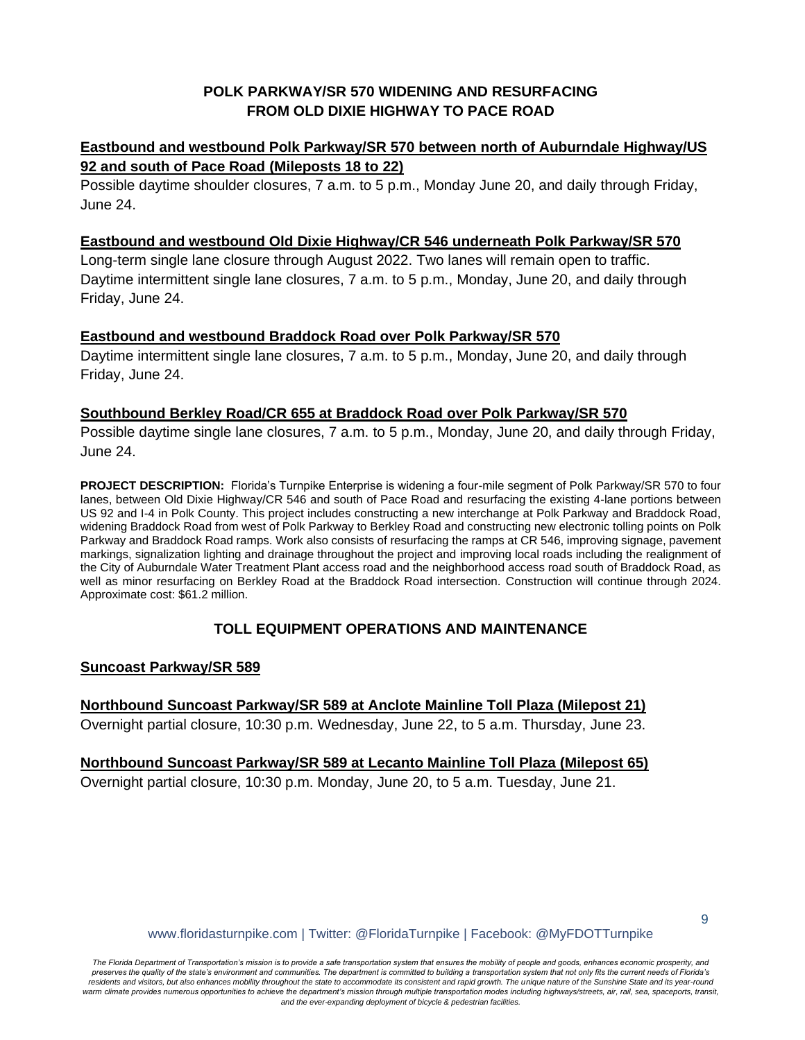## POLK PARKWAY/SR 570 WIDENING AND RESURFACING FROM OLD DIXIE HIGHWAY TO PACE ROAD

**Eastbound and westbound Polk Parkway/SR 570 between north of Auburndale Highway/US 92 and south of Pace Road (Mileposts 18 to 22)**

Possible daytime shoulder closures, 7 a.m. to 5 p.m., Monday June 20, and daily through Friday, June 24.

**Eastbound and westbound Old Dixie Highway/CR 546 underneath Polk Parkway/SR 570**

Long-term single lane closure through August 2022. Two lanes will remain open to traffic. Daytime intermittent single lane closures, 7 a.m. to 5 p.m., Monday, June 20, and daily through Friday, June 24.

**Eastbound and westbound Braddock Road over Polk Parkway/SR 570**

Daytime intermittent single lane closures, 7 a.m. to 5 p.m., Monday, June 20, and daily through Friday, June 24.

**Southbound Berkley Road/CR 655 at Braddock Road over Polk Parkway/SR 570**

Possible daytime single lane closures, 7 a.m. to 5 p.m., Monday, June 20, and daily through Friday, June 24.

**PROJECT DESCRIPTION:** Florida's Turnpike Enterprise is widening a four-mile segment of Polk Parkway/SR 570 to four lanes, between Old Dixie Highway/CR 546 and south of Pace Road and resurfacing the existing 4-lane portions between US 92 and I-4 in Polk County. This project includes constructing a new interchange at Polk Parkway and Braddock Road, widening Braddock Road from west of Polk Parkway to Berkley Road and constructing new electronic tolling points on Polk Parkway and Braddock Road ramps. Work also consists of resurfacing the ramps at CR 546, improving signage, pavement markings, signalization lighting and drainage throughout the project and improving local roads including the realignment of the City of Auburndale Water Treatment Plant access road and the neighborhood access road south of Braddock Road, as well as minor resurfacing on Berkley Road at the Braddock Road intersection. Construction will continue through 2024. Approximate cost: $61.2 million.

## TOLL EQUIPMENT OPERATIONS AND MAINTENANCE

**Suncoast Parkway/SR 589**

**Northbound Suncoast Parkway/SR 589 at Anclote Mainline Toll Plaza (Milepost 21)**

Overnight partial closure, 10:30 p.m. Wednesday, June 22, to 5 a.m. Thursday, June 23.

**Northbound Suncoast Parkway/SR 589 at Lecanto Mainline Toll Plaza (Milepost 65)**

Overnight partial closure, 10:30 p.m. Monday, June 20, to 5 a.m. Tuesday, June 21.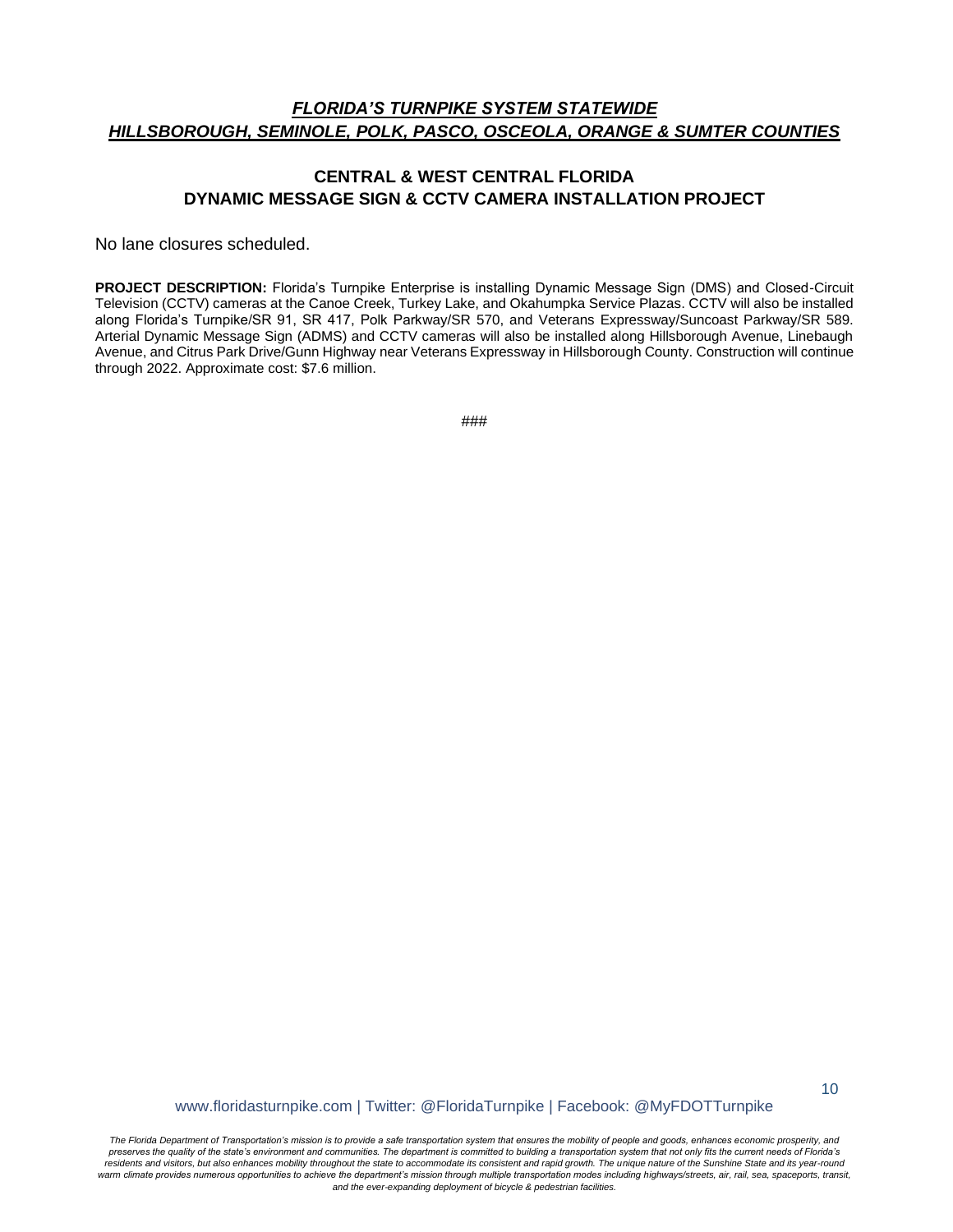## ***FLORIDA'S TURNPIKE SYSTEM STATEWIDE***
## ***HILLSBOROUGH, SEMINOLE, POLK, PASCO, OSCEOLA, ORANGE & SUMTER COUNTIES***

### CENTRAL & WEST CENTRAL FLORIDA
### DYNAMIC MESSAGE SIGN & CCTV CAMERA INSTALLATION PROJECT

No lane closures scheduled.

**PROJECT DESCRIPTION:** Florida's Turnpike Enterprise is installing Dynamic Message Sign (DMS) and Closed-Circuit Television (CCTV) cameras at the Canoe Creek, Turkey Lake, and Okahumpka Service Plazas. CCTV will also be installed along Florida's Turnpike/SR 91, SR 417, Polk Parkway/SR 570, and Veterans Expressway/Suncoast Parkway/SR 589. Arterial Dynamic Message Sign (ADMS) and CCTV cameras will also be installed along Hillsborough Avenue, Linebaugh Avenue, and Citrus Park Drive/Gunn Highway near Veterans Expressway in Hillsborough County. Construction will continue through 2022. Approximate cost: $7.6 million.

###

www.floridasturnpike.com | Twitter: @FloridaTurnpike | Facebook: @MyFDOTTurnpike

*The Florida Department of Transportation's mission is to provide a safe transportation system that ensures the mobility of people and goods, enhances economic prosperity, and preserves the quality of the state's environment and communities. The department is committed to building a transportation system that not only fits the current needs of Florida's residents and visitors, but also enhances mobility throughout the state to accommodate its consistent and rapid growth. The unique nature of the Sunshine State and its year-round warm climate provides numerous opportunities to achieve the department's mission through multiple transportation modes including highways/streets, air, rail, sea, spaceports, transit, and the ever-expanding deployment of bicycle & pedestrian facilities.*